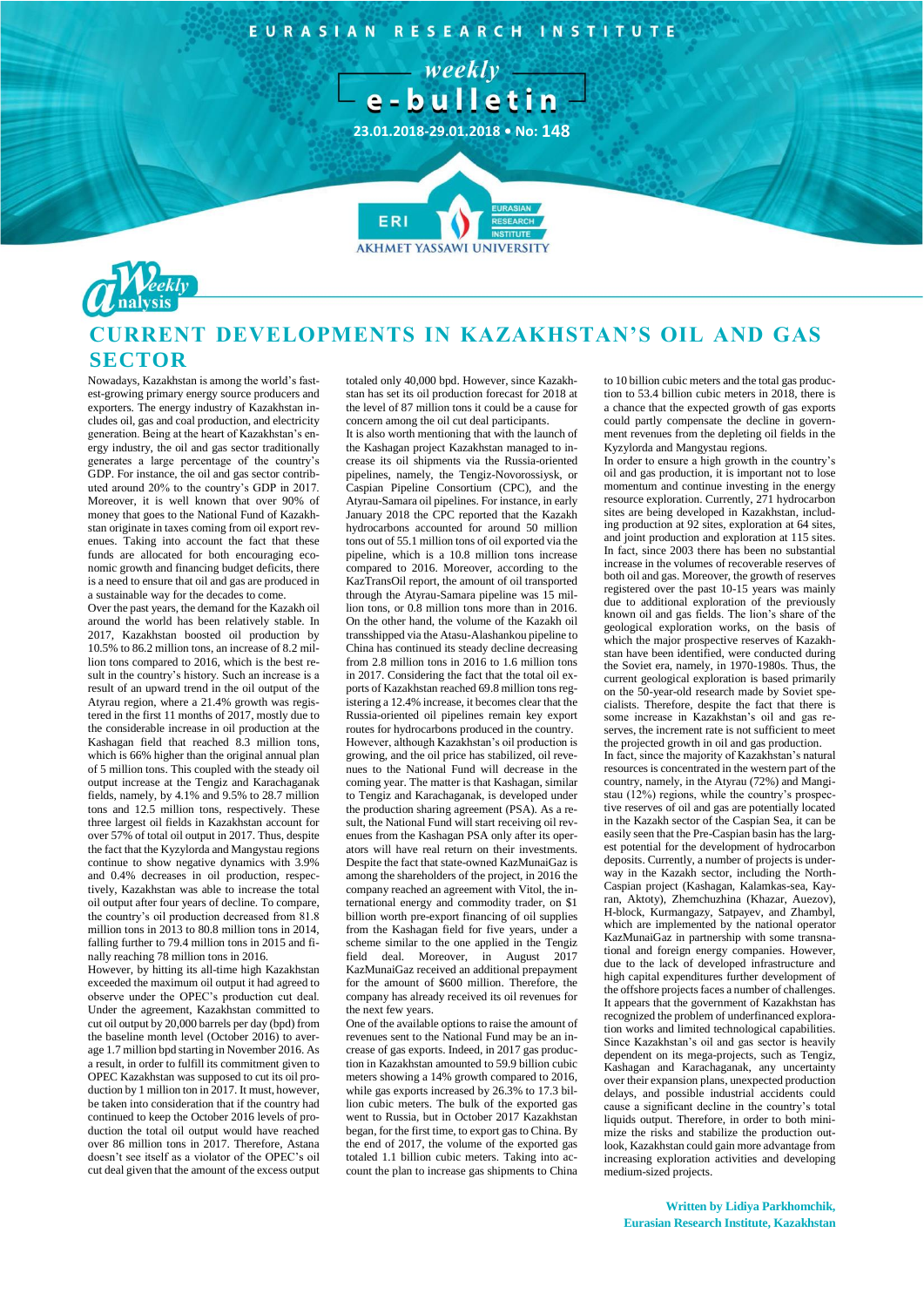EURASIAN RESEARCH INSTITUTE

weekly e-bulletin

23.01.2018-29.01.2018 • No: 148

Weekly Analysis

# CURRENT DEVELOPMENTS IN KAZAKHSTAN'S OIL AND GAS SECTOR

Nowadays, Kazakhstan is among the world's fastest-growing primary energy source producers and exporters. The energy industry of Kazakhstan includes oil, gas and coal production, and electricity generation. Being at the heart of Kazakhstan's energy industry, the oil and gas sector traditionally generates a large percentage of the country's GDP. For instance, the oil and gas sector contributed around 20% to the country's GDP in 2017. Moreover, it is well known that over 90% of money that goes to the National Fund of Kazakhstan originate in taxes coming from oil export revenues. Taking into account the fact that these funds are allocated for both encouraging economic growth and financing budget deficits, there is a need to ensure that oil and gas are produced in a sustainable way for the decades to come.

Over the past years, the demand for the Kazakh oil around the world has been relatively stable. In 2017, Kazakhstan boosted oil production by 10.5% to 86.2 million tons, an increase of 8.2 million tons compared to 2016, which is the best result in the country's history. Such an increase is a result of an upward trend in the oil output of the Atyrau region, where a 21.4% growth was registered in the first 11 months of 2017, mostly due to the considerable increase in oil production at the Kashagan field that reached 8.3 million tons, which is 66% higher than the original annual plan of 5 million tons. This coupled with the steady oil output increase at the Tengiz and Karachaganak fields, namely, by 4.1% and 9.5% to 28.7 million tons and 12.5 million tons, respectively. These three largest oil fields in Kazakhstan account for over 57% of total oil output in 2017. Thus, despite the fact that the Kyzylorda and Mangystau regions continue to show negative dynamics with 3.9% and 0.4% decreases in oil production, respectively, Kazakhstan was able to increase the total oil output after four years of decline. To compare, the country's oil production decreased from 81.8 million tons in 2013 to 80.8 million tons in 2014, falling further to 79.4 million tons in 2015 and finally reaching 78 million tons in 2016.

However, by hitting its all-time high Kazakhstan exceeded the maximum oil output it had agreed to observe under the OPEC's production cut deal. Under the agreement, Kazakhstan committed to cut oil output by 20,000 barrels per day (bpd) from the baseline month level (October 2016) to average 1.7 million bpd starting in November 2016. As a result, in order to fulfill its commitment given to OPEC Kazakhstan was supposed to cut its oil production by 1 million ton in 2017. It must, however, be taken into consideration that if the country had continued to keep the October 2016 levels of production the total oil output would have reached over 86 million tons in 2017. Therefore, Astana doesn't see itself as a violator of the OPEC's oil cut deal given that the amount of the excess output totaled only 40,000 bpd. However, since Kazakhstan has set its oil production forecast for 2018 at the level of 87 million tons it could be a cause for concern among the oil cut deal participants.

It is also worth mentioning that with the launch of the Kashagan project Kazakhstan managed to increase its oil shipments via the Russia-oriented pipelines, namely, the Tengiz-Novorossiysk, or Caspian Pipeline Consortium (CPC), and the Atyrau-Samara oil pipelines. For instance, in early January 2018 the CPC reported that the Kazakh hydrocarbons accounted for around 50 million tons out of 55.1 million tons of oil exported via the pipeline, which is a 10.8 million tons increase compared to 2016. Moreover, according to the KazTransOil report, the amount of oil transported through the Atyrau-Samara pipeline was 15 million tons, or 0.8 million tons more than in 2016. On the other hand, the volume of the Kazakh oil transshipped via the Atasu-Alashankou pipeline to China has continued its steady decline decreasing from 2.8 million tons in 2016 to 1.6 million tons in 2017. Considering the fact that the total oil exports of Kazakhstan reached 69.8 million tons registering a 12.4% increase, it becomes clear that the Russia-oriented oil pipelines remain key export routes for hydrocarbons produced in the country.

However, although Kazakhstan's oil production is growing, and the oil price has stabilized, oil revenues to the National Fund will decrease in the coming year. The matter is that Kashagan, similar to Tengiz and Karachaganak, is developed under the production sharing agreement (PSA). As a result, the National Fund will start receiving oil revenues from the Kashagan PSA only after its operators will have real return on their investments. Despite the fact that state-owned KazMunaiGaz is among the shareholders of the project, in 2016 the company reached an agreement with Vitol, the international energy and commodity trader, on $1 billion worth pre-export financing of oil supplies from the Kashagan field for five years, under a scheme similar to the one applied in the Tengiz field deal. Moreover, in August 2017 KazMunaiGaz received an additional prepayment for the amount of $600 million. Therefore, the company has already received its oil revenues for the next few years.

One of the available options to raise the amount of revenues sent to the National Fund may be an increase of gas exports. Indeed, in 2017 gas production in Kazakhstan amounted to 59.9 billion cubic meters showing a 14% growth compared to 2016, while gas exports increased by 26.3% to 17.3 billion cubic meters. The bulk of the exported gas went to Russia, but in October 2017 Kazakhstan began, for the first time, to export gas to China. By the end of 2017, the volume of the exported gas totaled 1.1 billion cubic meters. Taking into account the plan to increase gas shipments to China to 10 billion cubic meters and the total gas production to 53.4 billion cubic meters in 2018, there is a chance that the expected growth of gas exports could partly compensate the decline in government revenues from the depleting oil fields in the Kyzylorda and Mangystau regions.

In order to ensure a high growth in the country's oil and gas production, it is important not to lose momentum and continue investing in the energy resource exploration. Currently, 271 hydrocarbon sites are being developed in Kazakhstan, including production at 92 sites, exploration at 64 sites, and joint production and exploration at 115 sites. In fact, since 2003 there has been no substantial increase in the volumes of recoverable reserves of both oil and gas. Moreover, the growth of reserves registered over the past 10-15 years was mainly due to additional exploration of the previously known oil and gas fields. The lion's share of the geological exploration works, on the basis of which the major prospective reserves of Kazakhstan have been identified, were conducted during the Soviet era, namely, in 1970-1980s. Thus, the current geological exploration is based primarily on the 50-year-old research made by Soviet specialists. Therefore, despite the fact that there is some increase in Kazakhstan's oil and gas reserves, the increment rate is not sufficient to meet the projected growth in oil and gas production.

In fact, since the majority of Kazakhstan's natural resources is concentrated in the western part of the country, namely, in the Atyrau (72%) and Mangistau (12%) regions, while the country's prospective reserves of oil and gas are potentially located in the Kazakh sector of the Caspian Sea, it can be easily seen that the Pre-Caspian basin has the largest potential for the development of hydrocarbon deposits. Currently, a number of projects is underway in the Kazakh sector, including the North-Caspian project (Kashagan, Kalamkas-sea, Kayran, Aktoty), Zhemchuzhina (Khazar, Auezov), H-block, Kurmangazy, Satpayev, and Zhambyl, which are implemented by the national operator KazMunaiGaz in partnership with some transnational and foreign energy companies. However, due to the lack of developed infrastructure and high capital expenditures further development of the offshore projects faces a number of challenges. It appears that the government of Kazakhstan has recognized the problem of underfinanced exploration works and limited technological capabilities.

Since Kazakhstan's oil and gas sector is heavily dependent on its mega-projects, such as Tengiz, Kashagan and Karachaganak, any uncertainty over their expansion plans, unexpected production delays, and possible industrial accidents could cause a significant decline in the country's total liquids output. Therefore, in order to both minimize the risks and stabilize the production outlook, Kazakhstan could gain more advantage from increasing exploration activities and developing medium-sized projects.

**Written by Lidiya Parkhomchik,**
**Eurasian Research Institute, Kazakhstan**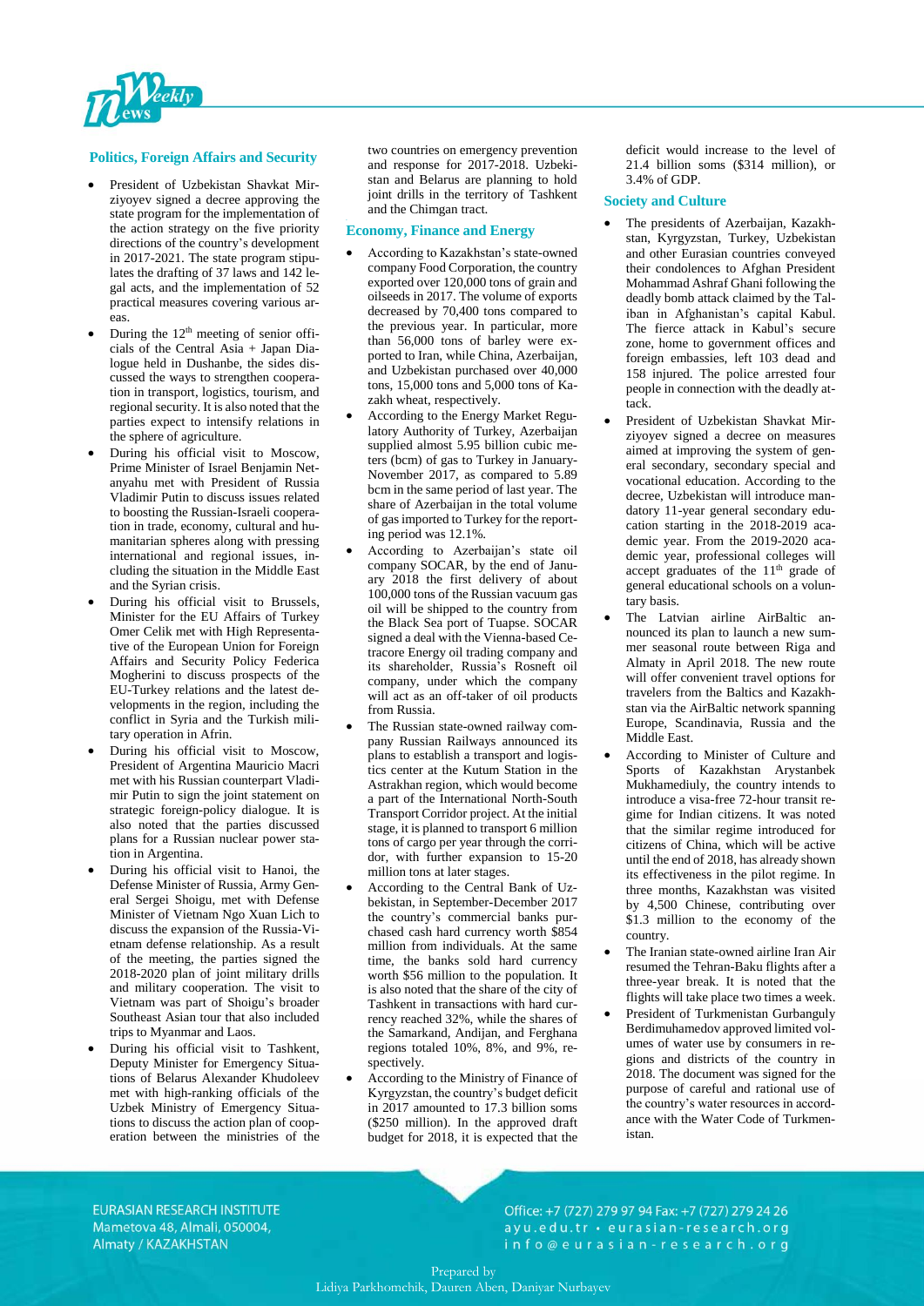## Politics, Foreign Affairs and Security

- President of Uzbekistan Shavkat Mirziyoyev signed a decree approving the state program for the implementation of the action strategy on the five priority directions of the country's development in 2017-2021. The state program stipulates the drafting of 37 laws and 142 legal acts, and the implementation of 52 practical measures covering various areas.
- During the 12th meeting of senior officials of the Central Asia + Japan Dialogue held in Dushanbe, the sides discussed the ways to strengthen cooperation in transport, logistics, tourism, and regional security. It is also noted that the parties expect to intensify relations in the sphere of agriculture.
- During his official visit to Moscow, Prime Minister of Israel Benjamin Netanyahu met with President of Russia Vladimir Putin to discuss issues related to boosting the Russian-Israeli cooperation in trade, economy, cultural and humanitarian spheres along with pressing international and regional issues, including the situation in the Middle East and the Syrian crisis.
- During his official visit to Brussels, Minister for the EU Affairs of Turkey Omer Celik met with High Representative of the European Union for Foreign Affairs and Security Policy Federica Mogherini to discuss prospects of the EU-Turkey relations and the latest developments in the region, including the conflict in Syria and the Turkish military operation in Afrin.
- During his official visit to Moscow, President of Argentina Mauricio Macri met with his Russian counterpart Vladimir Putin to sign the joint statement on strategic foreign-policy dialogue. It is also noted that the parties discussed plans for a Russian nuclear power station in Argentina.
- During his official visit to Hanoi, the Defense Minister of Russia, Army General Sergei Shoigu, met with Defense Minister of Vietnam Ngo Xuan Lich to discuss the expansion of the Russia-Vietnam defense relationship. As a result of the meeting, the parties signed the 2018-2020 plan of joint military drills and military cooperation. The visit to Vietnam was part of Shoigu's broader Southeast Asian tour that also included trips to Myanmar and Laos.
- During his official visit to Tashkent, Deputy Minister for Emergency Situations of Belarus Alexander Khudoleev met with high-ranking officials of the Uzbek Ministry of Emergency Situations to discuss the action plan of cooperation between the ministries of the two countries on emergency prevention and response for 2017-2018. Uzbekistan and Belarus are planning to hold joint drills in the territory of Tashkent and the Chimgan tract.

## Economy, Finance and Energy

- According to Kazakhstan's state-owned company Food Corporation, the country exported over 120,000 tons of grain and oilseeds in 2017. The volume of exports decreased by 70,400 tons compared to the previous year. In particular, more than 56,000 tons of barley were exported to Iran, while China, Azerbaijan, and Uzbekistan purchased over 40,000 tons, 15,000 tons and 5,000 tons of Kazakh wheat, respectively.
- According to the Energy Market Regulatory Authority of Turkey, Azerbaijan supplied almost 5.95 billion cubic meters (bcm) of gas to Turkey in January-November 2017, as compared to 5.89 bcm in the same period of last year. The share of Azerbaijan in the total volume of gas imported to Turkey for the reporting period was 12.1%.
- According to Azerbaijan's state oil company SOCAR, by the end of January 2018 the first delivery of about 100,000 tons of the Russian vacuum gas oil will be shipped to the country from the Black Sea port of Tuapse. SOCAR signed a deal with the Vienna-based Cetracore Energy oil trading company and its shareholder, Russia's Rosneft oil company, under which the company will act as an off-taker of oil products from Russia.
- The Russian state-owned railway company Russian Railways announced its plans to establish a transport and logistics center at the Kutum Station in the Astrakhan region, which would become a part of the International North-South Transport Corridor project. At the initial stage, it is planned to transport 6 million tons of cargo per year through the corridor, with further expansion to 15-20 million tons at later stages.
- According to the Central Bank of Uzbekistan, in September-December 2017 the country's commercial banks purchased cash hard currency worth $854 million from individuals. At the same time, the banks sold hard currency worth $56 million to the population. It is also noted that the share of the city of Tashkent in transactions with hard currency reached 32%, while the shares of the Samarkand, Andijan, and Ferghana regions totaled 10%, 8%, and 9%, respectively.
- According to the Ministry of Finance of Kyrgyzstan, the country's budget deficit in 2017 amounted to 17.3 billion soms ($250 million). In the approved draft budget for 2018, it is expected that the deficit would increase to the level of 21.4 billion soms ($314 million), or 3.4% of GDP.

## Society and Culture

- The presidents of Azerbaijan, Kazakhstan, Kyrgyzstan, Turkey, Uzbekistan and other Eurasian countries conveyed their condolences to Afghan President Mohammad Ashraf Ghani following the deadly bomb attack claimed by the Taliban in Afghanistan's capital Kabul. The fierce attack in Kabul's secure zone, home to government offices and foreign embassies, left 103 dead and 158 injured. The police arrested four people in connection with the deadly attack.
- President of Uzbekistan Shavkat Mirziyoyev signed a decree on measures aimed at improving the system of general secondary, secondary special and vocational education. According to the decree, Uzbekistan will introduce mandatory 11-year general secondary education starting in the 2018-2019 academic year. From the 2019-2020 academic year, professional colleges will accept graduates of the 11th grade of general educational schools on a voluntary basis.
- The Latvian airline AirBaltic announced its plan to launch a new summer seasonal route between Riga and Almaty in April 2018. The new route will offer convenient travel options for travelers from the Baltics and Kazakhstan via the AirBaltic network spanning Europe, Scandinavia, Russia and the Middle East.
- According to Minister of Culture and Sports of Kazakhstan Arystanbek Mukhamediuly, the country intends to introduce a visa-free 72-hour transit regime for Indian citizens. It was noted that the similar regime introduced for citizens of China, which will be active until the end of 2018, has already shown its effectiveness in the pilot regime. In three months, Kazakhstan was visited by 4,500 Chinese, contributing over $1.3 million to the economy of the country.
- The Iranian state-owned airline Iran Air resumed the Tehran-Baku flights after a three-year break. It is noted that the flights will take place two times a week.
- President of Turkmenistan Gurbanguly Berdimuhamedov approved limited volumes of water use by consumers in regions and districts of the country in 2018. The document was signed for the purpose of careful and rational use of the country's water resources in accordance with the Water Code of Turkmenistan.

EURASIAN RESEARCH INSTITUTE
Mametova 48, Almali, 050004,
Almaty / KAZAKHSTAN

Office: +7 (727) 279 97 94 Fax: +7 (727) 279 24 26
ayu.edu.tr • eurasian-research.org
info@eurasian-research.org

Prepared by
Lidiya Parkhomchik, Dauren Aben, Daniyar Nurbayev